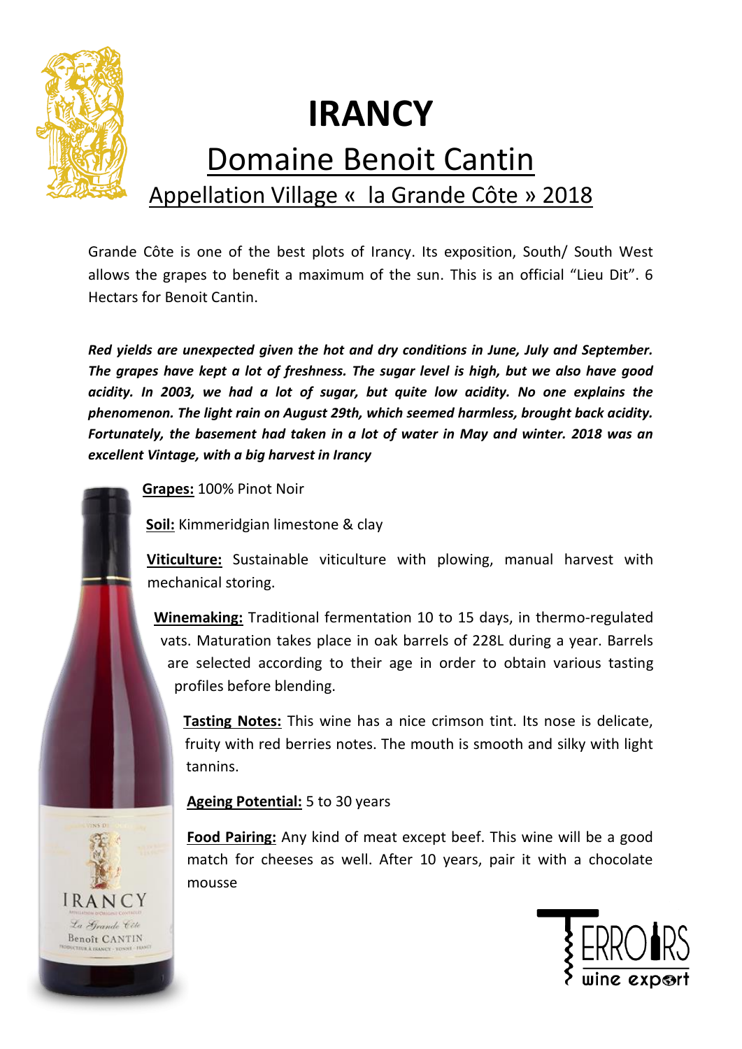# IRANCY

## Domaine Benoit Cantin

### Appellation Village «  la Grande Côte » 2018

Grande Côte is one of the best plots of Irancy. Its exposition, South/ South West allows the grapes to benefit a maximum of the sun. This is an official "Lieu Dit". 6 Hectars for Benoit Cantin.

***Red yields are unexpected given the hot and dry conditions in June, July and September. The grapes have kept a lot of freshness. The sugar level is high, but we also have good acidity. In 2003, we had a lot of sugar, but quite low acidity. No one explains the phenomenon. The light rain on August 29th, which seemed harmless, brought back acidity. Fortunately, the basement had taken in a lot of water in May and winter. 2018 was an excellent Vintage, with a big harvest in Irancy***

**Grapes:** 100% Pinot Noir

**Soil:** Kimmeridgian limestone & clay

**Viticulture:** Sustainable viticulture with plowing, manual harvest with mechanical storing.

**Winemaking:** Traditional fermentation 10 to 15 days, in thermo-regulated vats. Maturation takes place in oak barrels of 228L during a year. Barrels are selected according to their age in order to obtain various tasting profiles before blending.

**Tasting Notes:** This wine has a nice crimson tint. Its nose is delicate, fruity with red berries notes. The mouth is smooth and silky with light tannins.

**Ageing Potential:** 5 to 30 years

**Food Pairing:** Any kind of meat except beef. This wine will be a good match for cheeses as well. After 10 years, pair it with a chocolate mousse

TERROIRS wine export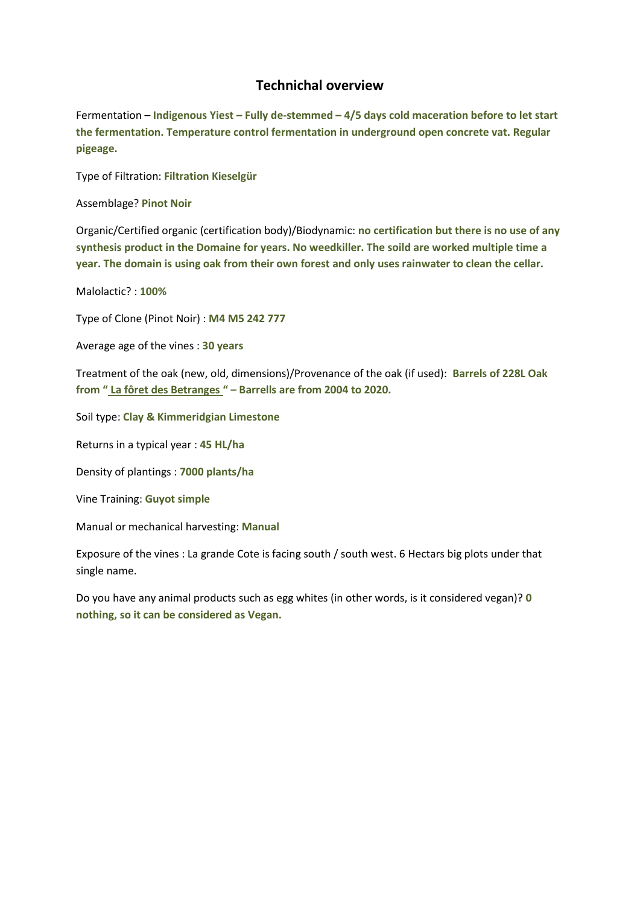## Technichal overview

Fermentation – **Indigenous Yiest – Fully de-stemmed – 4/5 days cold maceration before to let start the fermentation. Temperature control fermentation in underground open concrete vat. Regular pigeage.**

Type of Filtration: **Filtration Kieselgür**

Assemblage? **Pinot Noir**

Organic/Certified organic (certification body)/Biodynamic: **no certification but there is no use of any synthesis product in the Domaine for years. No weedkiller. The soild are worked multiple time a year. The domain is using oak from their own forest and only uses rainwater to clean the cellar.**

Malolactic? : **100%**

Type of Clone (Pinot Noir) : **M4 M5 242 777**

Average age of the vines : **30 years**

Treatment of the oak (new, old, dimensions)/Provenance of the oak (if used): **Barrels of 228L Oak from " La fôret des Betranges " – Barrells are from 2004 to 2020.**

Soil type: **Clay & Kimmeridgian Limestone**

Returns in a typical year : **45 HL/ha**

Density of plantings : **7000 plants/ha**

Vine Training: **Guyot simple**

Manual or mechanical harvesting: **Manual**

Exposure of the vines : La grande Cote is facing south / south west. 6 Hectars big plots under that single name.

Do you have any animal products such as egg whites (in other words, is it considered vegan)? **0 nothing, so it can be considered as Vegan.**